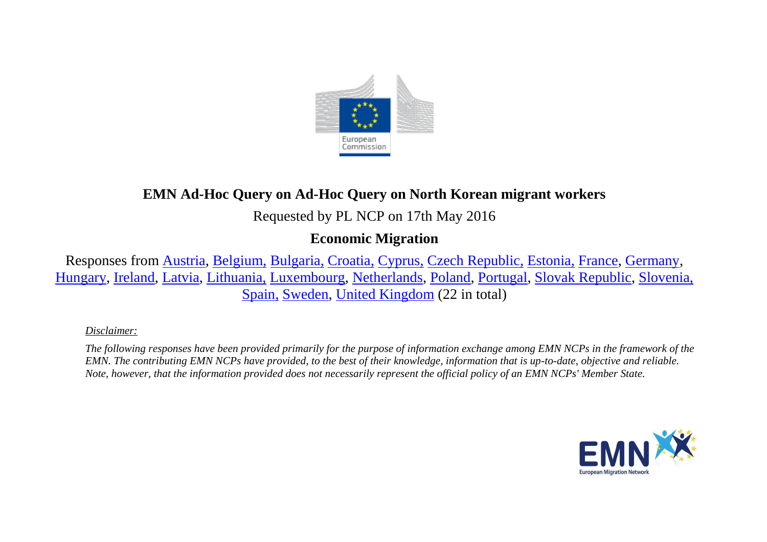# EMN Ad-Hoc Query on Ad-Hoc Query on North Korean migrant workers

Requested by PL NCP on 17th May 2016

**Economic Migration**

Responses from Austria, Belgium, Bulgaria, Croatia, Cyprus, Czech Republic, Estonia, France, Germany, Hungary, Ireland, Latvia, Lithuania, Luxembourg, Netherlands, Poland, Portugal, Slovak Republic, Slovenia, Spain, Sweden, United Kingdom (22 in total)

*Disclaimer:*

*The following responses have been provided primarily for the purpose of information exchange among EMN NCPs in the framework of the EMN. The contributing EMN NCPs have provided, to the best of their knowledge, information that is up-to-date, objective and reliable. Note, however, that the information provided does not necessarily represent the official policy of an EMN NCPs' Member State.*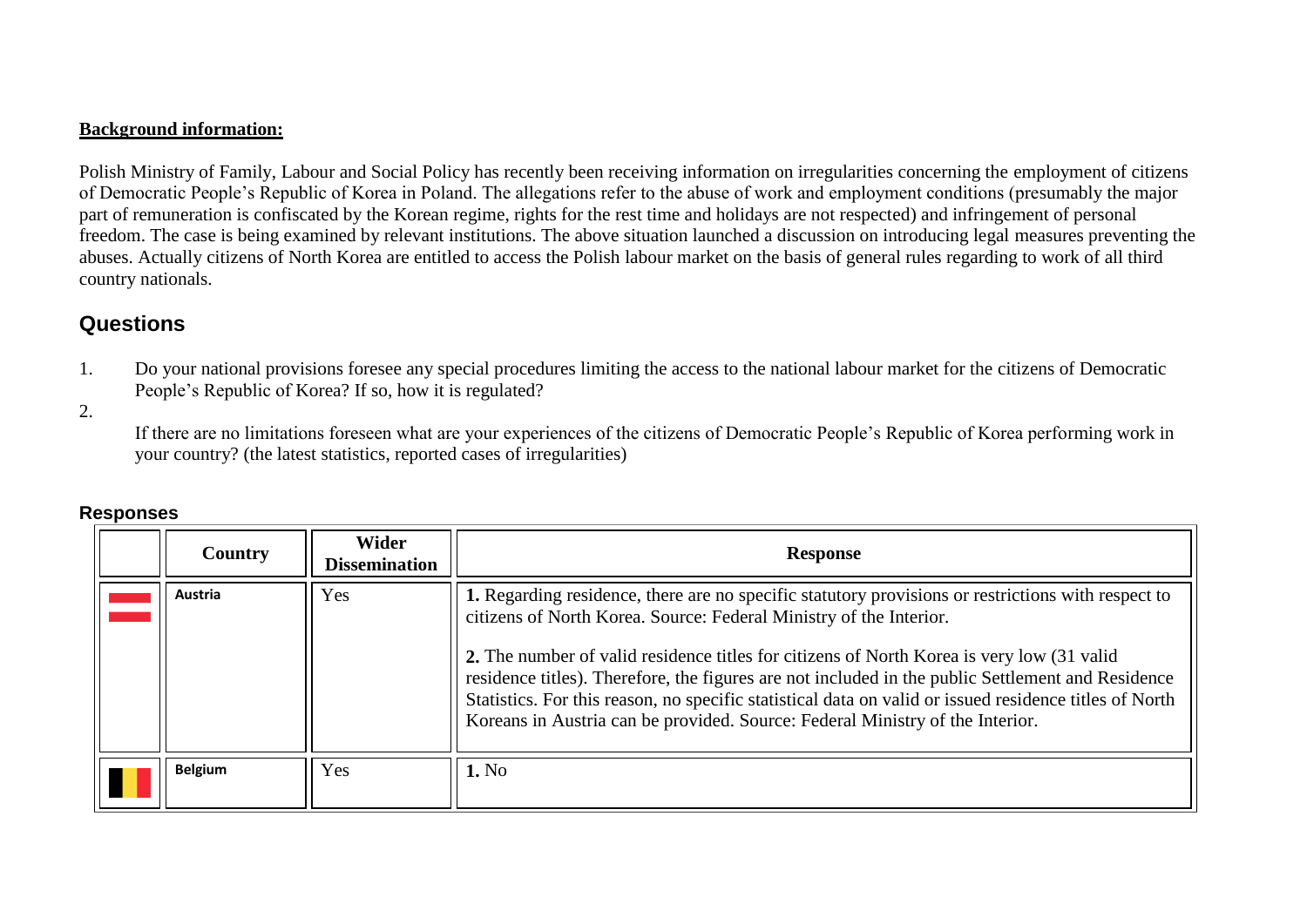**Background information:**

Polish Ministry of Family, Labour and Social Policy has recently been receiving information on irregularities concerning the employment of citizens of Democratic People's Republic of Korea in Poland. The allegations refer to the abuse of work and employment conditions (presumably the major part of remuneration is confiscated by the Korean regime, rights for the rest time and holidays are not respected) and infringement of personal freedom. The case is being examined by relevant institutions. The above situation launched a discussion on introducing legal measures preventing the abuses. Actually citizens of North Korea are entitled to access the Polish labour market on the basis of general rules regarding to work of all third country nationals.

## Questions

1. Do your national provisions foresee any special procedures limiting the access to the national labour market for the citizens of Democratic People's Republic of Korea? If so, how it is regulated?
2. If there are no limitations foreseen what are your experiences of the citizens of Democratic People's Republic of Korea performing work in your country? (the latest statistics, reported cases of irregularities)

## Responses

| | Country | Wider Dissemination | Response |
|---|---|---|---|
| | **Austria** | Yes | **1.** Regarding residence, there are no specific statutory provisions or restrictions with respect to citizens of North Korea. Source: Federal Ministry of the Interior.<br><br>**2.** The number of valid residence titles for citizens of North Korea is very low (31 valid residence titles). Therefore, the figures are not included in the public Settlement and Residence Statistics. For this reason, no specific statistical data on valid or issued residence titles of North Koreans in Austria can be provided. Source: Federal Ministry of the Interior. |
| | **Belgium** | Yes | **1.** No |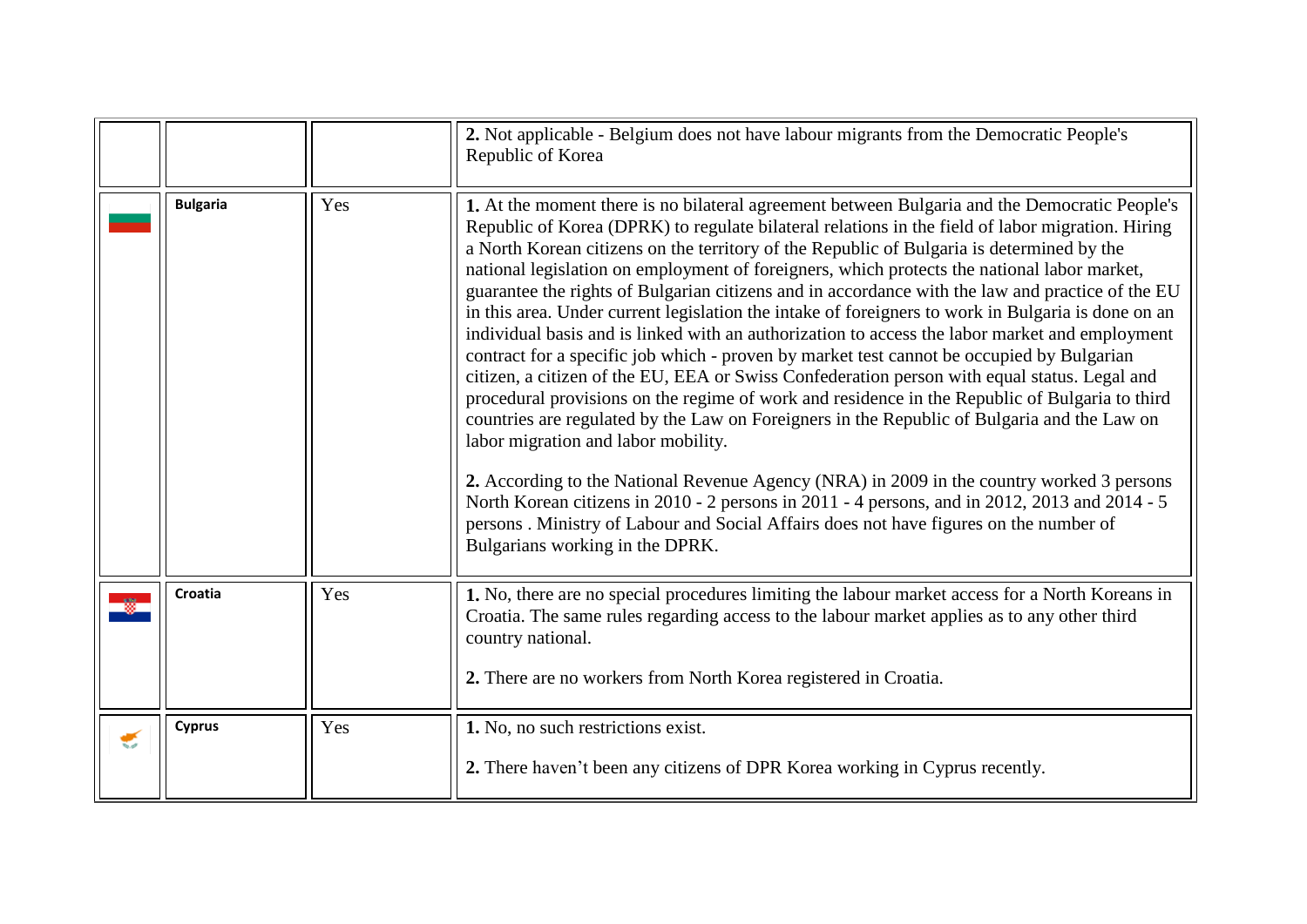| | | | |
|---|---|---|---|
| | | | **2.** Not applicable - Belgium does not have labour migrants from the Democratic People's Republic of Korea |
| | **Bulgaria** | Yes | **1.** At the moment there is no bilateral agreement between Bulgaria and the Democratic People's Republic of Korea (DPRK) to regulate bilateral relations in the field of labor migration. Hiring a North Korean citizens on the territory of the Republic of Bulgaria is determined by the national legislation on employment of foreigners, which protects the national labor market, guarantee the rights of Bulgarian citizens and in accordance with the law and practice of the EU in this area. Under current legislation the intake of foreigners to work in Bulgaria is done on an individual basis and is linked with an authorization to access the labor market and employment contract for a specific job which - proven by market test cannot be occupied by Bulgarian citizen, a citizen of the EU, EEA or Swiss Confederation person with equal status. Legal and procedural provisions on the regime of work and residence in the Republic of Bulgaria to third countries are regulated by the Law on Foreigners in the Republic of Bulgaria and the Law on labor migration and labor mobility.<br><br>**2.** According to the National Revenue Agency (NRA) in 2009 in the country worked 3 persons North Korean citizens in 2010 - 2 persons in 2011 - 4 persons, and in 2012, 2013 and 2014 - 5 persons . Ministry of Labour and Social Affairs does not have figures on the number of Bulgarians working in the DPRK. |
| | **Croatia** | Yes | **1.** No, there are no special procedures limiting the labour market access for a North Koreans in Croatia. The same rules regarding access to the labour market applies as to any other third country national.<br><br>**2.** There are no workers from North Korea registered in Croatia. |
| | **Cyprus** | Yes | **1.** No, no such restrictions exist.<br><br>**2.** There haven't been any citizens of DPR Korea working in Cyprus recently. |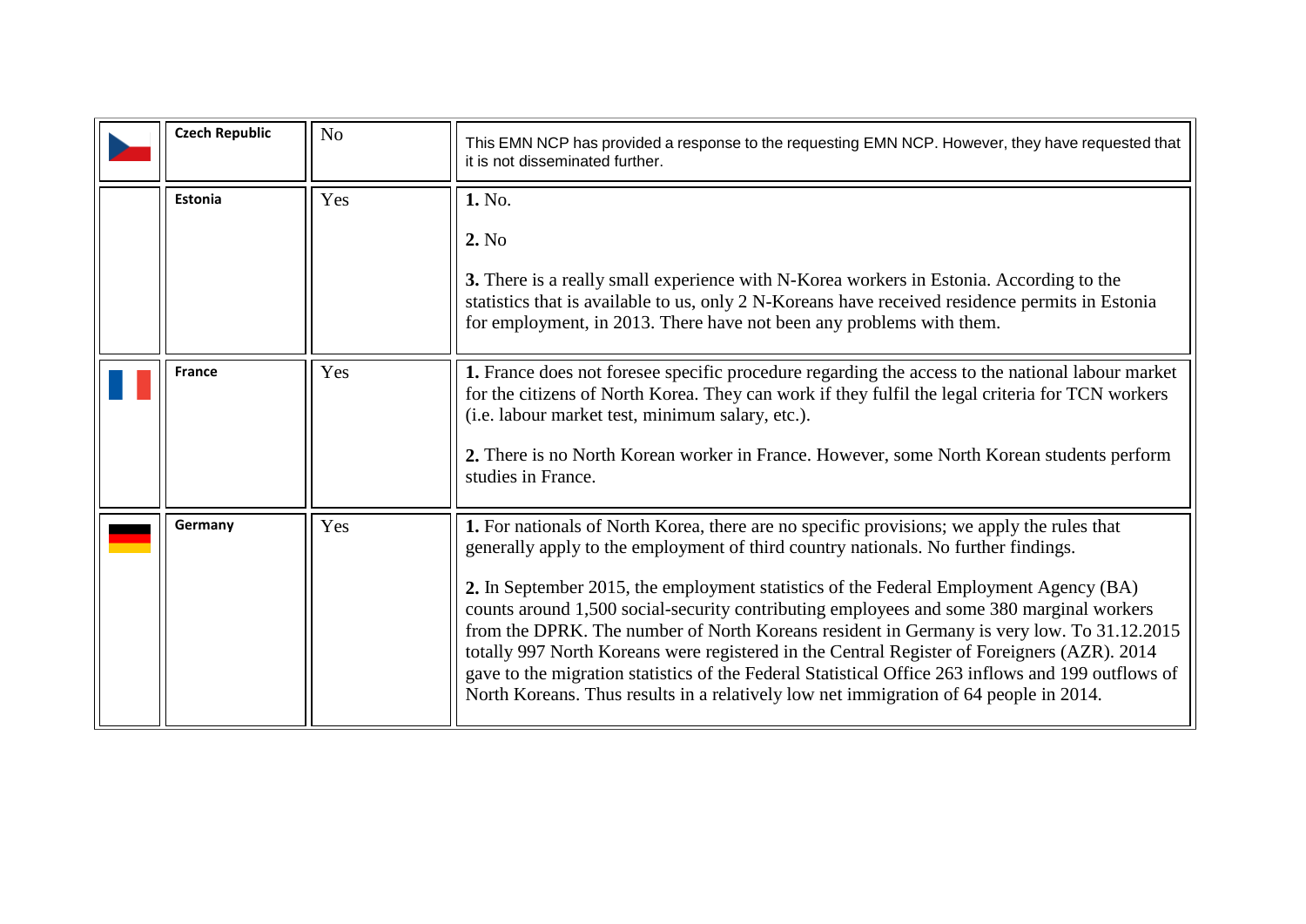| | | | |
|---|---|---|---|
| | **Czech Republic** | No | This EMN NCP has provided a response to the requesting EMN NCP. However, they have requested that it is not disseminated further. |
| | **Estonia** | Yes | **1.** No.<br><br>**2.** No<br><br>**3.** There is a really small experience with N-Korea workers in Estonia. According to the statistics that is available to us, only 2 N-Koreans have received residence permits in Estonia for employment, in 2013. There have not been any problems with them. |
| | **France** | Yes | **1.** France does not foresee specific procedure regarding the access to the national labour market for the citizens of North Korea. They can work if they fulfil the legal criteria for TCN workers (i.e. labour market test, minimum salary, etc.).<br><br>**2.** There is no North Korean worker in France. However, some North Korean students perform studies in France. |
| | **Germany** | Yes | **1.** For nationals of North Korea, there are no specific provisions; we apply the rules that generally apply to the employment of third country nationals. No further findings.<br><br>**2.** In September 2015, the employment statistics of the Federal Employment Agency (BA) counts around 1,500 social-security contributing employees and some 380 marginal workers from the DPRK. The number of North Koreans resident in Germany is very low. To 31.12.2015 totally 997 North Koreans were registered in the Central Register of Foreigners (AZR). 2014 gave to the migration statistics of the Federal Statistical Office 263 inflows and 199 outflows of North Koreans. Thus results in a relatively low net immigration of 64 people in 2014. |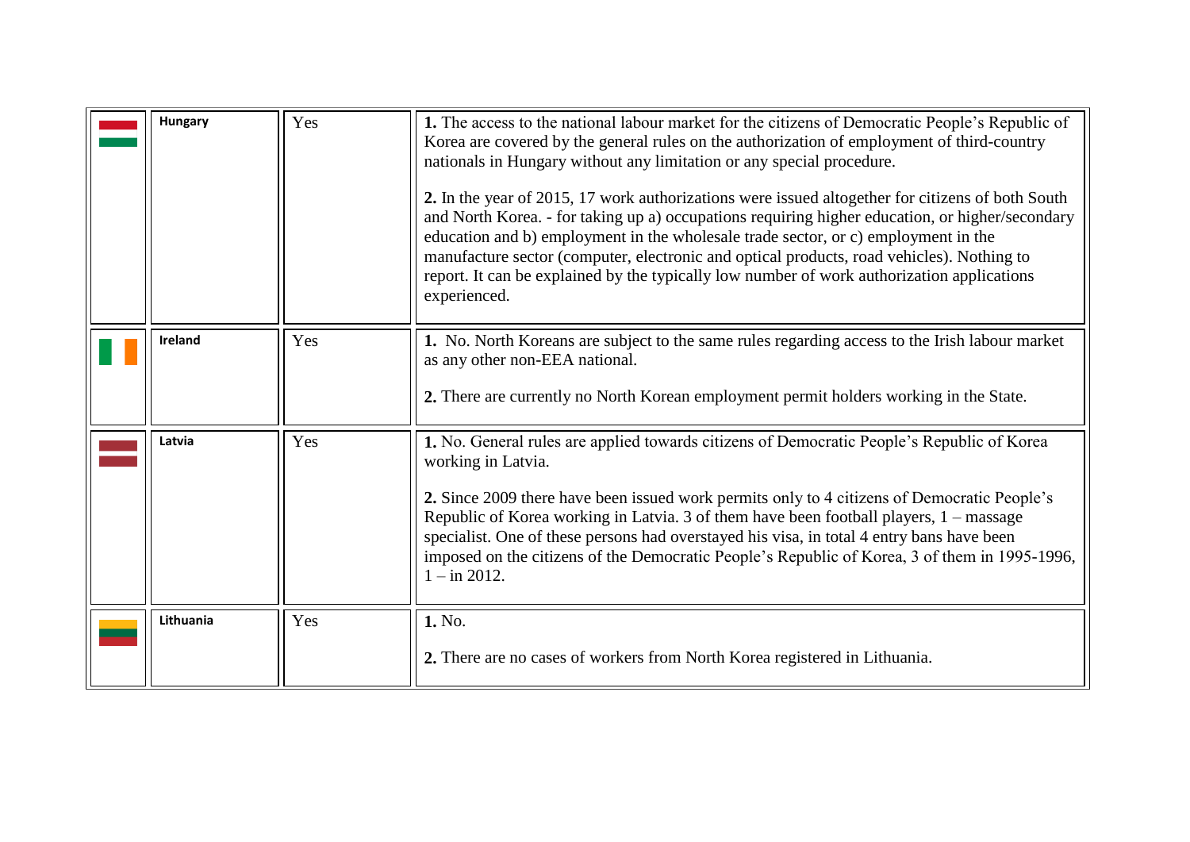| | | | |
|---|---|---|---|
| | **Hungary** | Yes | **1.** The access to the national labour market for the citizens of Democratic People's Republic of Korea are covered by the general rules on the authorization of employment of third-country nationals in Hungary without any limitation or any special procedure.<br><br>**2.** In the year of 2015, 17 work authorizations were issued altogether for citizens of both South and North Korea. - for taking up a) occupations requiring higher education, or higher/secondary education and b) employment in the wholesale trade sector, or c) employment in the manufacture sector (computer, electronic and optical products, road vehicles). Nothing to report. It can be explained by the typically low number of work authorization applications experienced. |
| | **Ireland** | Yes | **1.** No. North Koreans are subject to the same rules regarding access to the Irish labour market as any other non-EEA national.<br><br>**2.** There are currently no North Korean employment permit holders working in the State. |
| | **Latvia** | Yes | **1.** No. General rules are applied towards citizens of Democratic People's Republic of Korea working in Latvia.<br><br>**2.** Since 2009 there have been issued work permits only to 4 citizens of Democratic People's Republic of Korea working in Latvia. 3 of them have been football players, 1 – massage specialist. One of these persons had overstayed his visa, in total 4 entry bans have been imposed on the citizens of the Democratic People's Republic of Korea, 3 of them in 1995-1996, 1 – in 2012. |
| | **Lithuania** | Yes | **1.** No.<br><br>**2.** There are no cases of workers from North Korea registered in Lithuania. |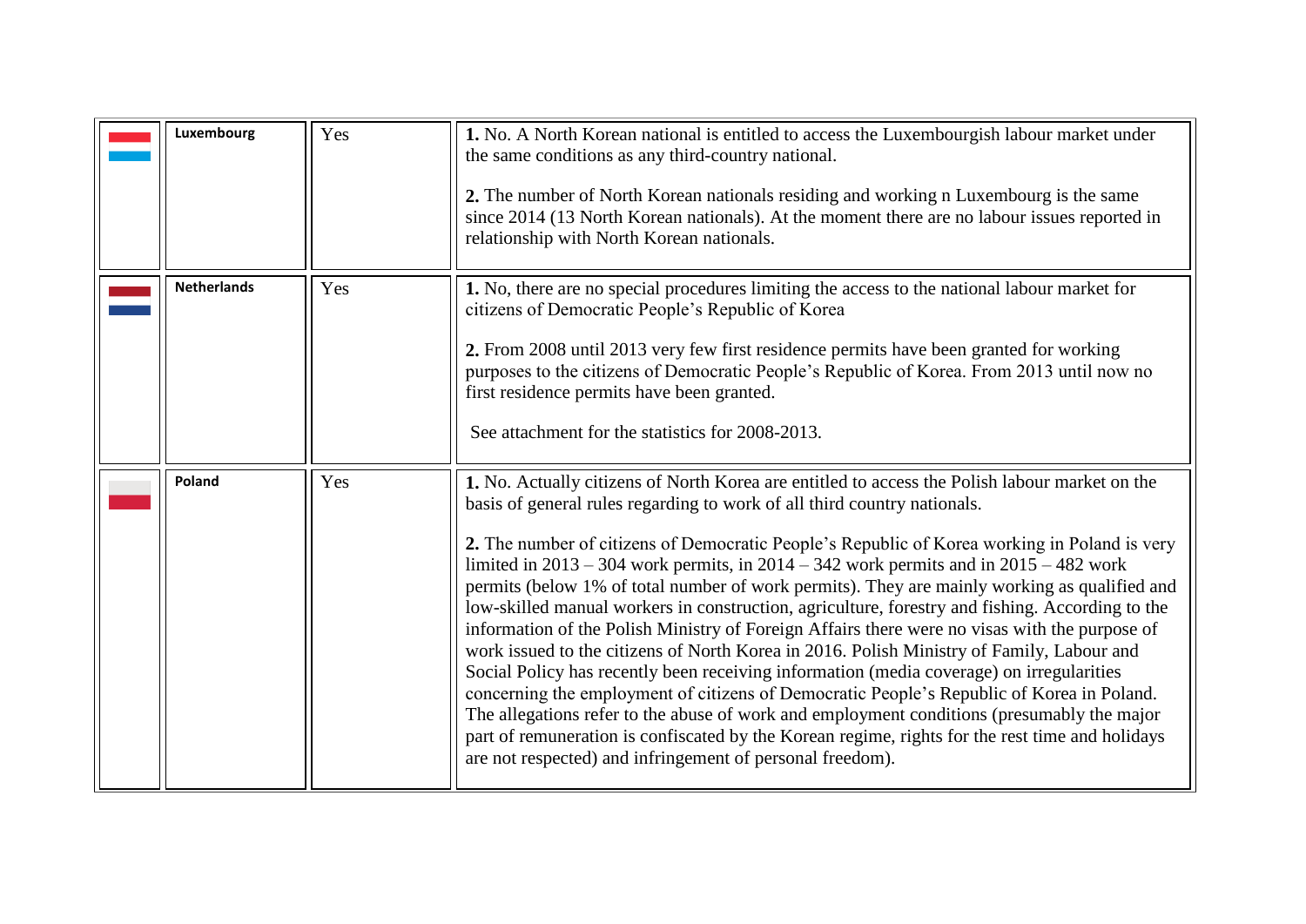|  | Luxembourg | Yes | **1.** No. A North Korean national is entitled to access the Luxembourgish labour market under the same conditions as any third-country national.<br><br>**2.** The number of North Korean nationals residing and working n Luxembourg is the same since 2014 (13 North Korean nationals). At the moment there are no labour issues reported in relationship with North Korean nationals. |
|---|---|---|---|
|  | Netherlands | Yes | **1.** No, there are no special procedures limiting the access to the national labour market for citizens of Democratic People's Republic of Korea<br><br>**2.** From 2008 until 2013 very few first residence permits have been granted for working purposes to the citizens of Democratic People's Republic of Korea. From 2013 until now no first residence permits have been granted.<br><br>See attachment for the statistics for 2008-2013. |
|  | Poland | Yes | **1.** No. Actually citizens of North Korea are entitled to access the Polish labour market on the basis of general rules regarding to work of all third country nationals.<br><br>**2.** The number of citizens of Democratic People's Republic of Korea working in Poland is very limited in 2013 – 304 work permits, in 2014 – 342 work permits and in 2015 – 482 work permits (below 1% of total number of work permits). They are mainly working as qualified and low-skilled manual workers in construction, agriculture, forestry and fishing. According to the information of the Polish Ministry of Foreign Affairs there were no visas with the purpose of work issued to the citizens of North Korea in 2016. Polish Ministry of Family, Labour and Social Policy has recently been receiving information (media coverage) on irregularities concerning the employment of citizens of Democratic People's Republic of Korea in Poland. The allegations refer to the abuse of work and employment conditions (presumably the major part of remuneration is confiscated by the Korean regime, rights for the rest time and holidays are not respected) and infringement of personal freedom). |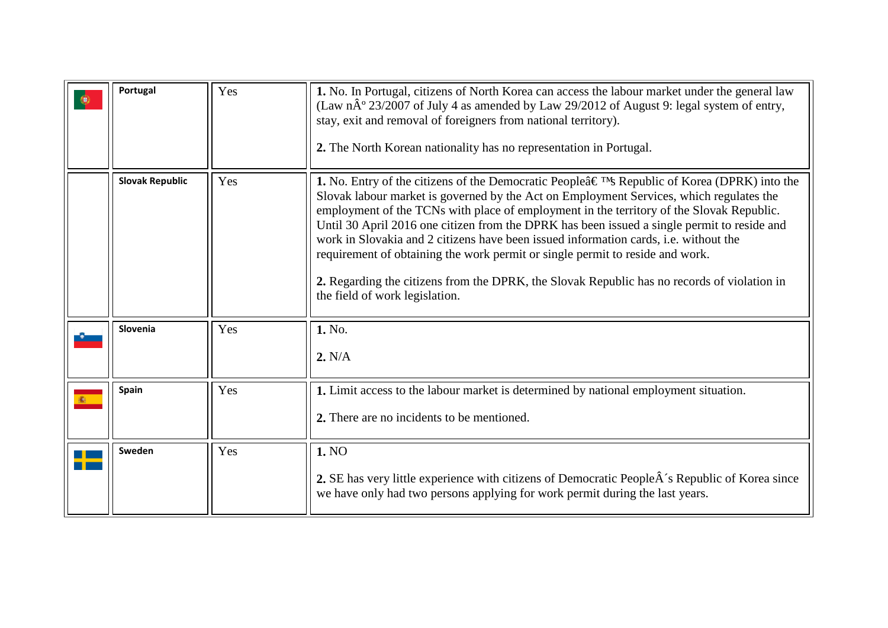|  | Portugal | Yes | **1.** No. In Portugal, citizens of North Korea can access the labour market under the general law (Law nÂº 23/2007 of July 4 as amended by Law 29/2012 of August 9: legal system of entry, stay, exit and removal of foreigners from national territory).<br><br>**2.** The North Korean nationality has no representation in Portugal. |
|---|---|---|---|
|  | Slovak Republic | Yes | **1.** No. Entry of the citizens of the Democratic Peopleâ€ ™s Republic of Korea (DPRK) into the Slovak labour market is governed by the Act on Employment Services, which regulates the employment of the TCNs with place of employment in the territory of the Slovak Republic. Until 30 April 2016 one citizen from the DPRK has been issued a single permit to reside and work in Slovakia and 2 citizens have been issued information cards, i.e. without the requirement of obtaining the work permit or single permit to reside and work.<br><br>**2.** Regarding the citizens from the DPRK, the Slovak Republic has no records of violation in the field of work legislation. |
|  | Slovenia | Yes | **1.** No.<br><br>**2.** N/A |
|  | Spain | Yes | **1.** Limit access to the labour market is determined by national employment situation.<br><br>**2.** There are no incidents to be mentioned. |
|  | Sweden | Yes | **1.** NO<br><br>**2.** SE has very little experience with citizens of Democratic PeopleÂ´s Republic of Korea since we have only had two persons applying for work permit during the last years. |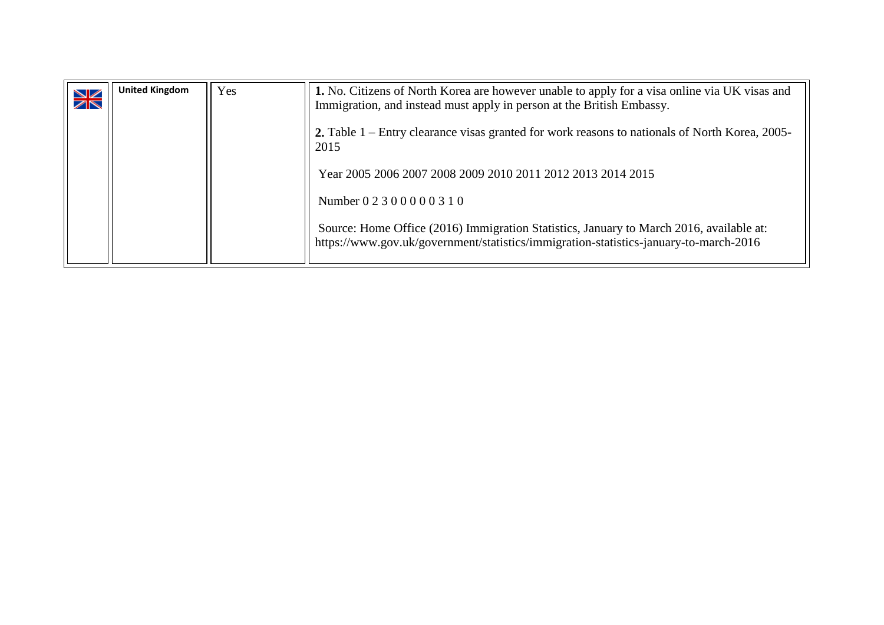| | | | |
|---|---|---|---|
| | **United Kingdom** | Yes | **1.** No. Citizens of North Korea are however unable to apply for a visa online via UK visas and Immigration, and instead must apply in person at the British Embassy.<br><br>**2.** Table 1 – Entry clearance visas granted for work reasons to nationals of North Korea, 2005-2015<br><br>Year 2005 2006 2007 2008 2009 2010 2011 2012 2013 2014 2015<br><br>Number 0 2 3 0 0 0 0 0 3 1 0<br><br>Source: Home Office (2016) Immigration Statistics, January to March 2016, available at: https://www.gov.uk/government/statistics/immigration-statistics-january-to-march-2016 |